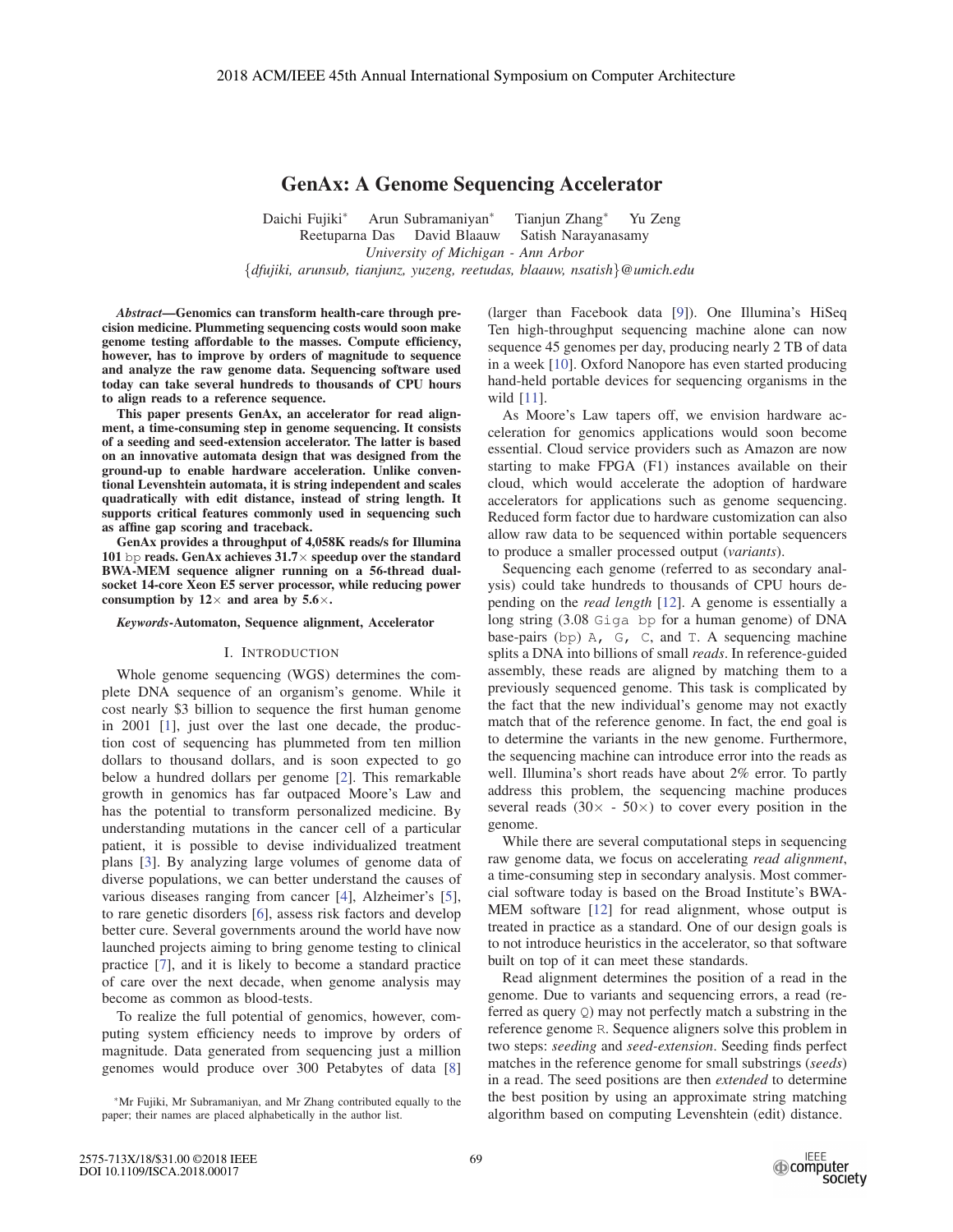# GenAx: A Genome Sequencing Accelerator

Daichi Fujiki* Arun Subramaniyan* Tianjun Zhang* Yu Zeng
Reetuparna Das David Blaauw Satish Narayanasamy
*University of Michigan - Ann Arbor*
{*dfujiki, arunsub, tianjunz, yuzeng, reetudas, blaauw, nsatish*}*@umich.edu*

***Abstract*—Genomics can transform health-care through precision medicine. Plummeting sequencing costs would soon make genome testing affordable to the masses. Compute efficiency, however, has to improve by orders of magnitude to sequence and analyze the raw genome data. Sequencing software used today can take several hundreds to thousands of CPU hours to align reads to a reference sequence.**

**This paper presents GenAx, an accelerator for read alignment, a time-consuming step in genome sequencing. It consists of a seeding and seed-extension accelerator. The latter is based on an innovative automata design that was designed from the ground-up to enable hardware acceleration. Unlike conventional Levenshtein automata, it is string independent and scales quadratically with edit distance, instead of string length. It supports critical features commonly used in sequencing such as affine gap scoring and traceback.**

**GenAx provides a throughput of 4,058K reads/s for Illumina 101 `bp` reads. GenAx achieves 31.7× speedup over the standard BWA-MEM sequence aligner running on a 56-thread dual-socket 14-core Xeon E5 server processor, while reducing power consumption by 12× and area by 5.6×.**

***Keywords*-Automaton, Sequence alignment, Accelerator**

## I. Introduction

Whole genome sequencing (WGS) determines the complete DNA sequence of an organism's genome. While it cost nearly $3 billion to sequence the first human genome in 2001 [1], just over the last one decade, the production cost of sequencing has plummeted from ten million dollars to thousand dollars, and is soon expected to go below a hundred dollars per genome [2]. This remarkable growth in genomics has far outpaced Moore's Law and has the potential to transform personalized medicine. By understanding mutations in the cancer cell of a particular patient, it is possible to devise individualized treatment plans [3]. By analyzing large volumes of genome data of diverse populations, we can better understand the causes of various diseases ranging from cancer [4], Alzheimer's [5], to rare genetic disorders [6], assess risk factors and develop better cure. Several governments around the world have now launched projects aiming to bring genome testing to clinical practice [7], and it is likely to become a standard practice of care over the next decade, when genome analysis may become as common as blood-tests.

To realize the full potential of genomics, however, computing system efficiency needs to improve by orders of magnitude. Data generated from sequencing just a million genomes would produce over 300 Petabytes of data [8] (larger than Facebook data [9]). One Illumina's HiSeq Ten high-throughput sequencing machine alone can now sequence 45 genomes per day, producing nearly 2 TB of data in a week [10]. Oxford Nanopore has even started producing hand-held portable devices for sequencing organisms in the wild [11].

As Moore's Law tapers off, we envision hardware acceleration for genomics applications would soon become essential. Cloud service providers such as Amazon are now starting to make FPGA (F1) instances available on their cloud, which would accelerate the adoption of hardware accelerators for applications such as genome sequencing. Reduced form factor due to hardware customization can also allow raw data to be sequenced within portable sequencers to produce a smaller processed output (*variants*).

Sequencing each genome (referred to as secondary analysis) could take hundreds to thousands of CPU hours depending on the *read length* [12]. A genome is essentially a long string (3.08 `Giga bp` for a human genome) of DNA base-pairs (`bp`) `A`, `G`, `C`, and `T`. A sequencing machine splits a DNA into billions of small *reads*. In reference-guided assembly, these reads are aligned by matching them to a previously sequenced genome. This task is complicated by the fact that the new individual's genome may not exactly match that of the reference genome. In fact, the end goal is to determine the variants in the new genome. Furthermore, the sequencing machine can introduce error into the reads as well. Illumina's short reads have about 2% error. To partly address this problem, the sequencing machine produces several reads (30× - 50×) to cover every position in the genome.

While there are several computational steps in sequencing raw genome data, we focus on accelerating *read alignment*, a time-consuming step in secondary analysis. Most commercial software today is based on the Broad Institute's BWA-MEM software [12] for read alignment, whose output is treated in practice as a standard. One of our design goals is to not introduce heuristics in the accelerator, so that software built on top of it can meet these standards.

Read alignment determines the position of a read in the genome. Due to variants and sequencing errors, a read (referred as query `Q`) may not perfectly match a substring in the reference genome `R`. Sequence aligners solve this problem in two steps: *seeding* and *seed-extension*. Seeding finds perfect matches in the reference genome for small substrings (*seeds*) in a read. The seed positions are then *extended* to determine the best position by using an approximate string matching algorithm based on computing Levenshtein (edit) distance.

*Mr Fujiki, Mr Subramaniyan, and Mr Zhang contributed equally to the paper; their names are placed alphabetically in the author list.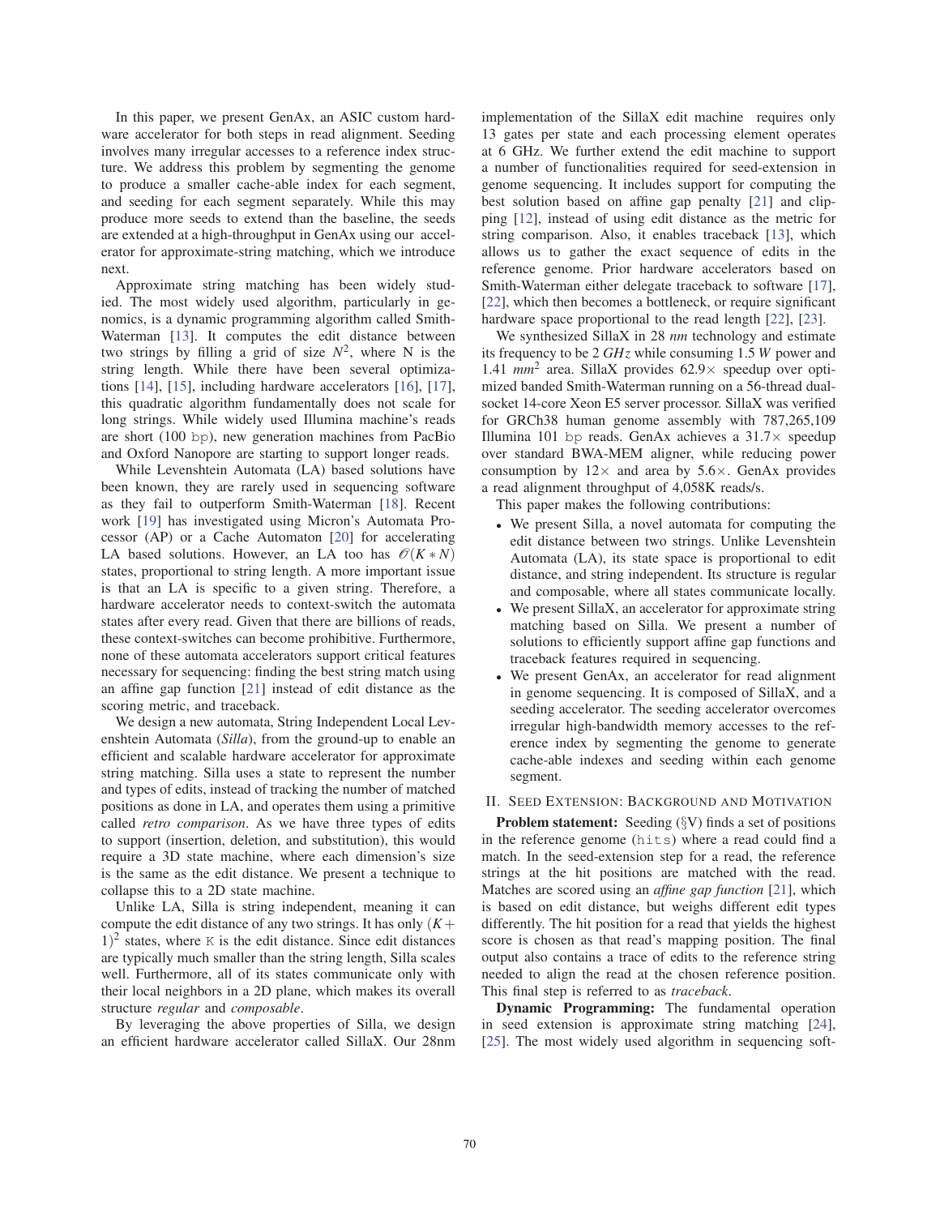In this paper, we present GenAx, an ASIC custom hardware accelerator for both steps in read alignment. Seeding involves many irregular accesses to a reference index structure. We address this problem by segmenting the genome to produce a smaller cache-able index for each segment, and seeding for each segment separately. While this may produce more seeds to extend than the baseline, the seeds are extended at a high-throughput in GenAx using our accelerator for approximate-string matching, which we introduce next.

Approximate string matching has been widely studied. The most widely used algorithm, particularly in genomics, is a dynamic programming algorithm called Smith-Waterman [13]. It computes the edit distance between two strings by filling a grid of size $N^2$, where N is the string length. While there have been several optimizations [14], [15], including hardware accelerators [16], [17], this quadratic algorithm fundamentally does not scale for long strings. While widely used Illumina machine's reads are short (100 bp), new generation machines from PacBio and Oxford Nanopore are starting to support longer reads.

While Levenshtein Automata (LA) based solutions have been known, they are rarely used in sequencing software as they fail to outperform Smith-Waterman [18]. Recent work [19] has investigated using Micron's Automata Processor (AP) or a Cache Automaton [20] for accelerating LA based solutions. However, an LA too has $\mathcal{O}(K*N)$ states, proportional to string length. A more important issue is that an LA is specific to a given string. Therefore, a hardware accelerator needs to context-switch the automata states after every read. Given that there are billions of reads, these context-switches can become prohibitive. Furthermore, none of these automata accelerators support critical features necessary for sequencing: finding the best string match using an affine gap function [21] instead of edit distance as the scoring metric, and traceback.

We design a new automata, String Independent Local Levenshtein Automata (*Silla*), from the ground-up to enable an efficient and scalable hardware accelerator for approximate string matching. Silla uses a state to represent the number and types of edits, instead of tracking the number of matched positions as done in LA, and operates them using a primitive called *retro comparison*. As we have three types of edits to support (insertion, deletion, and substitution), this would require a 3D state machine, where each dimension's size is the same as the edit distance. We present a technique to collapse this to a 2D state machine.

Unlike LA, Silla is string independent, meaning it can compute the edit distance of any two strings. It has only $(K+1)^2$ states, where K is the edit distance. Since edit distances are typically much smaller than the string length, Silla scales well. Furthermore, all of its states communicate only with their local neighbors in a 2D plane, which makes its overall structure *regular* and *composable*.

By leveraging the above properties of Silla, we design an efficient hardware accelerator called SillaX. Our 28nm implementation of the SillaX edit machine requires only 13 gates per state and each processing element operates at 6 GHz. We further extend the edit machine to support a number of functionalities required for seed-extension in genome sequencing. It includes support for computing the best solution based on affine gap penalty [21] and clipping [12], instead of using edit distance as the metric for string comparison. Also, it enables traceback [13], which allows us to gather the exact sequence of edits in the reference genome. Prior hardware accelerators based on Smith-Waterman either delegate traceback to software [17], [22], which then becomes a bottleneck, or require significant hardware space proportional to the read length [22], [23].

We synthesized SillaX in 28 *nm* technology and estimate its frequency to be 2 *GHz* while consuming 1.5 *W* power and 1.41 $mm^2$ area. SillaX provides 62.9× speedup over optimized banded Smith-Waterman running on a 56-thread dual-socket 14-core Xeon E5 server processor. SillaX was verified for GRCh38 human genome assembly with 787,265,109 Illumina 101 bp reads. GenAx achieves a 31.7× speedup over standard BWA-MEM aligner, while reducing power consumption by 12× and area by 5.6×. GenAx provides a read alignment throughput of 4,058K reads/s.

This paper makes the following contributions:

- We present Silla, a novel automata for computing the edit distance between two strings. Unlike Levenshtein Automata (LA), its state space is proportional to edit distance, and string independent. Its structure is regular and composable, where all states communicate locally.
- We present SillaX, an accelerator for approximate string matching based on Silla. We present a number of solutions to efficiently support affine gap functions and traceback features required in sequencing.
- We present GenAx, an accelerator for read alignment in genome sequencing. It is composed of SillaX, and a seeding accelerator. The seeding accelerator overcomes irregular high-bandwidth memory accesses to the reference index by segmenting the genome to generate cache-able indexes and seeding within each genome segment.

## II. Seed Extension: Background and Motivation

**Problem statement:** Seeding (§V) finds a set of positions in the reference genome (hits) where a read could find a match. In the seed-extension step for a read, the reference strings at the hit positions are matched with the read. Matches are scored using an *affine gap function* [21], which is based on edit distance, but weighs different edit types differently. The hit position for a read that yields the highest score is chosen as that read's mapping position. The final output also contains a trace of edits to the reference string needed to align the read at the chosen reference position. This final step is referred to as *traceback*.

**Dynamic Programming:** The fundamental operation in seed extension is approximate string matching [24], [25]. The most widely used algorithm in sequencing soft-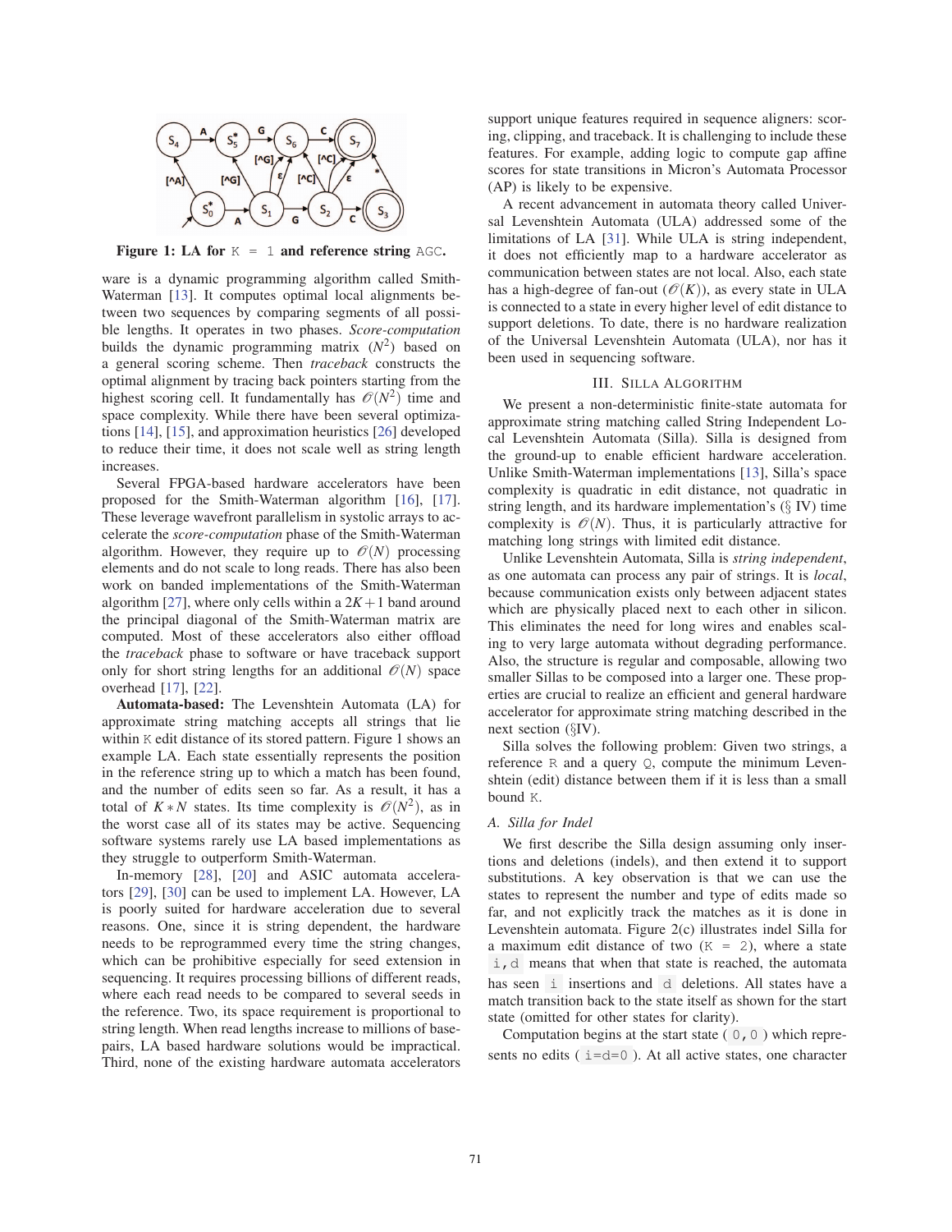**Figure 1: LA for K = 1 and reference string AGC.**

ware is a dynamic programming algorithm called Smith-Waterman [13]. It computes optimal local alignments between two sequences by comparing segments of all possible lengths. It operates in two phases. *Score-computation* builds the dynamic programming matrix ($N^2$) based on a general scoring scheme. Then *traceback* constructs the optimal alignment by tracing back pointers starting from the highest scoring cell. It fundamentally has $\mathcal{O}(N^2)$ time and space complexity. While there have been several optimizations [14], [15], and approximation heuristics [26] developed to reduce their time, it does not scale well as string length increases.

Several FPGA-based hardware accelerators have been proposed for the Smith-Waterman algorithm [16], [17]. These leverage wavefront parallelism in systolic arrays to accelerate the *score-computation* phase of the Smith-Waterman algorithm. However, they require up to $\mathcal{O}(N)$ processing elements and do not scale to long reads. There has also been work on banded implementations of the Smith-Waterman algorithm [27], where only cells within a $2K+1$ band around the principal diagonal of the Smith-Waterman matrix are computed. Most of these accelerators also either offload the *traceback* phase to software or have traceback support only for short string lengths for an additional $\mathcal{O}(N)$ space overhead [17], [22].

**Automata-based:** The Levenshtein Automata (LA) for approximate string matching accepts all strings that lie within K edit distance of its stored pattern. Figure 1 shows an example LA. Each state essentially represents the position in the reference string up to which a match has been found, and the number of edits seen so far. As a result, it has a total of $K*N$ states. Its time complexity is $\mathcal{O}(N^2)$, as in the worst case all of its states may be active. Sequencing software systems rarely use LA based implementations as they struggle to outperform Smith-Waterman.

In-memory [28], [20] and ASIC automata accelerators [29], [30] can be used to implement LA. However, LA is poorly suited for hardware acceleration due to several reasons. One, since it is string dependent, the hardware needs to be reprogrammed every time the string changes, which can be prohibitive especially for seed extension in sequencing. It requires processing billions of different reads, where each read needs to be compared to several seeds in the reference. Two, its space requirement is proportional to string length. When read lengths increase to millions of base-pairs, LA based hardware solutions would be impractical. Third, none of the existing hardware automata accelerators support unique features required in sequence aligners: scoring, clipping, and traceback. It is challenging to include these features. For example, adding logic to compute gap affine scores for state transitions in Micron's Automata Processor (AP) is likely to be expensive.

A recent advancement in automata theory called Universal Levenshtein Automata (ULA) addressed some of the limitations of LA [31]. While ULA is string independent, it does not efficiently map to a hardware accelerator as communication between states are not local. Also, each state has a high-degree of fan-out ($\mathcal{O}(K)$), as every state in ULA is connected to a state in every higher level of edit distance to support deletions. To date, there is no hardware realization of the Universal Levenshtein Automata (ULA), nor has it been used in sequencing software.

## III. Silla Algorithm

We present a non-deterministic finite-state automata for approximate string matching called String Independent Local Levenshtein Automata (Silla). Silla is designed from the ground-up to enable efficient hardware acceleration. Unlike Smith-Waterman implementations [13], Silla's space complexity is quadratic in edit distance, not quadratic in string length, and its hardware implementation's (§ IV) time complexity is $\mathcal{O}(N)$. Thus, it is particularly attractive for matching long strings with limited edit distance.

Unlike Levenshtein Automata, Silla is *string independent*, as one automata can process any pair of strings. It is *local*, because communication exists only between adjacent states which are physically placed next to each other in silicon. This eliminates the need for long wires and enables scaling to very large automata without degrading performance. Also, the structure is regular and composable, allowing two smaller Sillas to be composed into a larger one. These properties are crucial to realize an efficient and general hardware accelerator for approximate string matching described in the next section (§IV).

Silla solves the following problem: Given two strings, a reference R and a query Q, compute the minimum Levenshtein (edit) distance between them if it is less than a small bound K.

### A. Silla for Indel

We first describe the Silla design assuming only insertions and deletions (indels), and then extend it to support substitutions. A key observation is that we can use the states to represent the number and type of edits made so far, and not explicitly track the matches as it is done in Levenshtein automata. Figure 2(c) illustrates indel Silla for a maximum edit distance of two (K = 2), where a state `i,d` means that when that state is reached, the automata has seen `i` insertions and `d` deletions. All states have a match transition back to the state itself as shown for the start state (omitted for other states for clarity).

Computation begins at the start state ( `0,0` ) which represents no edits ( `i=d=0` ). At all active states, one character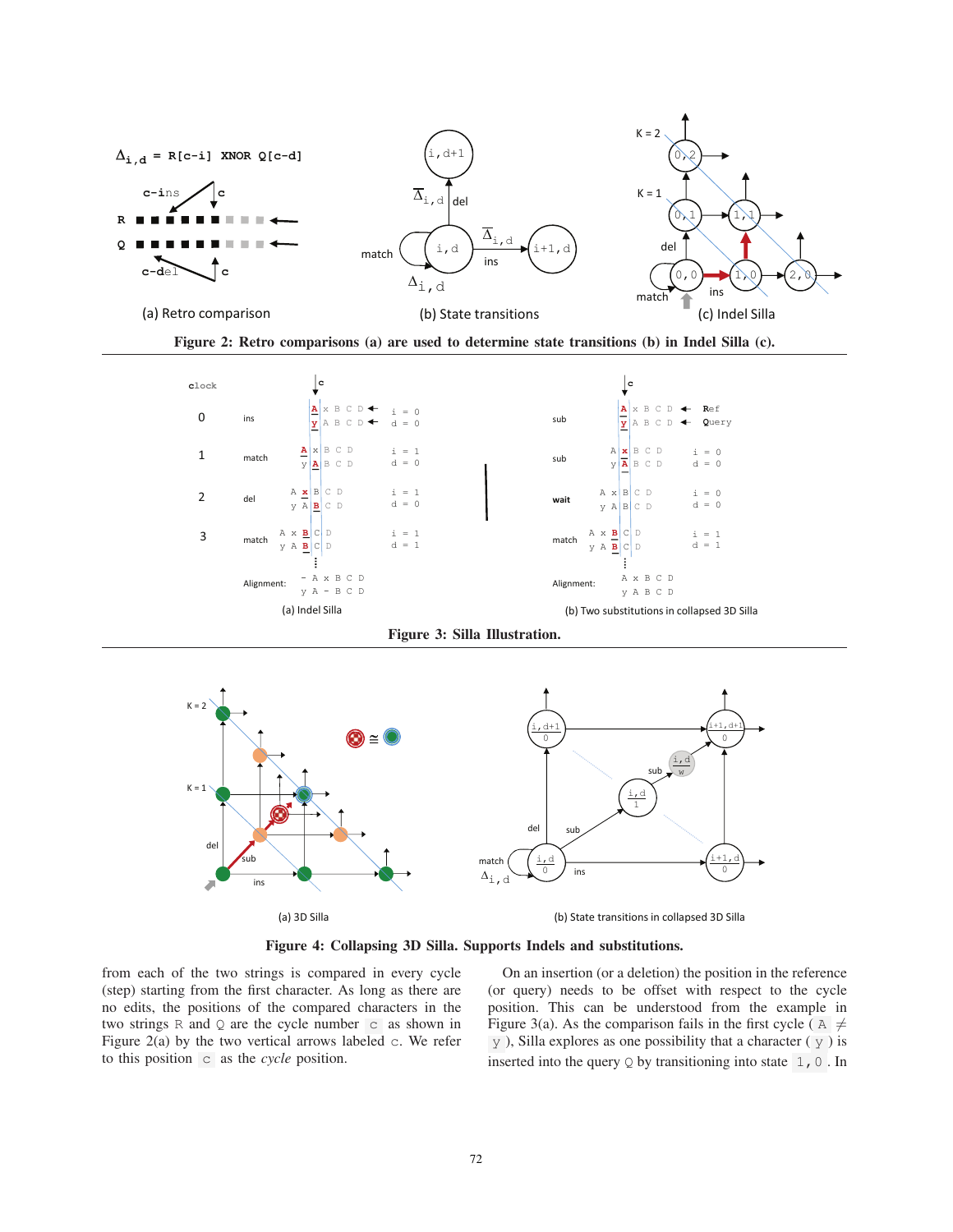**Figure 2: Retro comparisons (a) are used to determine state transitions (b) in Indel Silla (c).**

**Figure 3: Silla Illustration.**

**Figure 4: Collapsing 3D Silla. Supports Indels and substitutions.**

from each of the two strings is compared in every cycle (step) starting from the first character. As long as there are no edits, the positions of the compared characters in the two strings `R` and `Q` are the cycle number `c` as shown in Figure 2(a) by the two vertical arrows labeled `c`. We refer to this position `c` as the *cycle* position.

On an insertion (or a deletion) the position in the reference (or query) needs to be offset with respect to the cycle position. This can be understood from the example in Figure 3(a). As the comparison fails in the first cycle (`A` $\neq$ `y`), Silla explores as one possibility that a character (`y`) is inserted into the query `Q` by transitioning into state `1,0`. In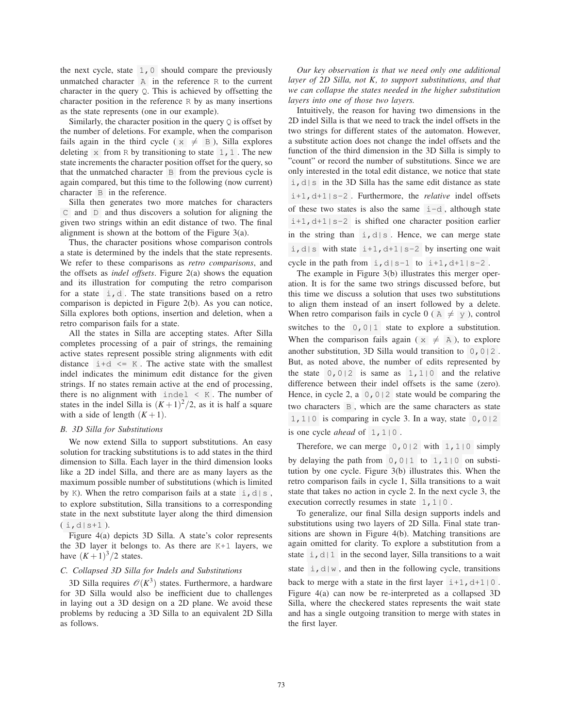the next cycle, state `1,0` should compare the previously unmatched character `A` in the reference R to the current character in the query Q. This is achieved by offsetting the character position in the reference R by as many insertions as the state represents (one in our example).

Similarly, the character position in the query Q is offset by the number of deletions. For example, when the comparison fails again in the third cycle ( `x` $\neq$ `B` ), Silla explores deleting `x` from R by transitioning to state `1,1` . The new state increments the character position offset for the query, so that the unmatched character `B` from the previous cycle is again compared, but this time to the following (now current) character `B` in the reference.

Silla then generates two more matches for characters `C` and `D` and thus discovers a solution for aligning the given two strings within an edit distance of two. The final alignment is shown at the bottom of the Figure 3(a).

Thus, the character positions whose comparison controls a state is determined by the indels that the state represents. We refer to these comparisons as *retro comparisons*, and the offsets as *indel offsets*. Figure 2(a) shows the equation and its illustration for computing the retro comparison for a state `i,d` . The state transitions based on a retro comparison is depicted in Figure 2(b). As you can notice, Silla explores both options, insertion and deletion, when a retro comparison fails for a state.

All the states in Silla are accepting states. After Silla completes processing of a pair of strings, the remaining active states represent possible string alignments with edit distance `i+d <= K` . The active state with the smallest indel indicates the minimum edit distance for the given strings. If no states remain active at the end of processing, there is no alignment with `indel < K` . The number of states in the indel Silla is $(K+1)^2/2$, as it is half a square with a side of length $(K+1)$.

### B. 3D Silla for Substitutions

We now extend Silla to support substitutions. An easy solution for tracking substitutions is to add states in the third dimension to Silla. Each layer in the third dimension looks like a 2D indel Silla, and there are as many layers as the maximum possible number of substitutions (which is limited by K). When the retro comparison fails at a state `i,d|s` , to explore substitution, Silla transitions to a corresponding state in the next substitute layer along the third dimension ( `i,d|s+1` ).

Figure 4(a) depicts 3D Silla. A state's color represents the 3D layer it belongs to. As there are `K+1` layers, we have $(K+1)^3/2$ states.

### C. Collapsed 3D Silla for Indels and Substitutions

3D Silla requires $\mathcal{O}(K^3)$ states. Furthermore, a hardware for 3D Silla would also be inefficient due to challenges in laying out a 3D design on a 2D plane. We avoid these problems by reducing a 3D Silla to an equivalent 2D Silla as follows.

*Our key observation is that we need only one additional layer of 2D Silla, not K, to support substitutions, and that we can collapse the states needed in the higher substitution layers into one of those two layers.*

Intuitively, the reason for having two dimensions in the 2D indel Silla is that we need to track the indel offsets in the two strings for different states of the automaton. However, a substitute action does not change the indel offsets and the function of the third dimension in the 3D Silla is simply to "count" or record the number of substitutions. Since we are only interested in the total edit distance, we notice that state `i,d|s` in the 3D Silla has the same edit distance as state `i+1,d+1|s-2` . Furthermore, the *relative* indel offsets of these two states is also the same `i-d` , although state `i+1,d+1|s-2` is shifted one character position earlier in the string than `i,d|s` . Hence, we can merge state `i,d|s` with state `i+1,d+1|s-2` by inserting one wait cycle in the path from `i,d|s-1` to `i+1,d+1|s-2` .

The example in Figure 3(b) illustrates this merger operation. It is for the same two strings discussed before, but this time we discuss a solution that uses two substitutions to align them instead of an insert followed by a delete. When retro comparison fails in cycle 0 ( `A` $\neq$ `y` ), control switches to the `0,0|1` state to explore a substitution. When the comparison fails again ( `x` $\neq$ `A` ), to explore another substitution, 3D Silla would transition to `0,0|2` . But, as noted above, the number of edits represented by the state `0,0|2` is same as `1,1|0` and the relative difference between their indel offsets is the same (zero). Hence, in cycle 2, a `0,0|2` state would be comparing the two characters `B` , which are the same characters as state `1,1|0` is comparing in cycle 3. In a way, state `0,0|2` is one cycle *ahead* of `1,1|0` .

Therefore, we can merge `0,0|2` with `1,1|0` simply by delaying the path from `0,0|1` to `1,1|0` on substitution by one cycle. Figure 3(b) illustrates this. When the retro comparison fails in cycle 1, Silla transitions to a wait state that takes no action in cycle 2. In the next cycle 3, the execution correctly resumes in state `1,1|0` .

To generalize, our final Silla design supports indels and substitutions using two layers of 2D Silla. Final state transitions are shown in Figure 4(b). Matching transitions are again omitted for clarity. To explore a substitution from a state `i,d|1` in the second layer, Silla transitions to a wait state `i,d|w` , and then in the following cycle, transitions back to merge with a state in the first layer `i+1,d+1|0` . Figure 4(a) can now be re-interpreted as a collapsed 3D Silla, where the checkered states represents the wait state and has a single outgoing transition to merge with states in the first layer.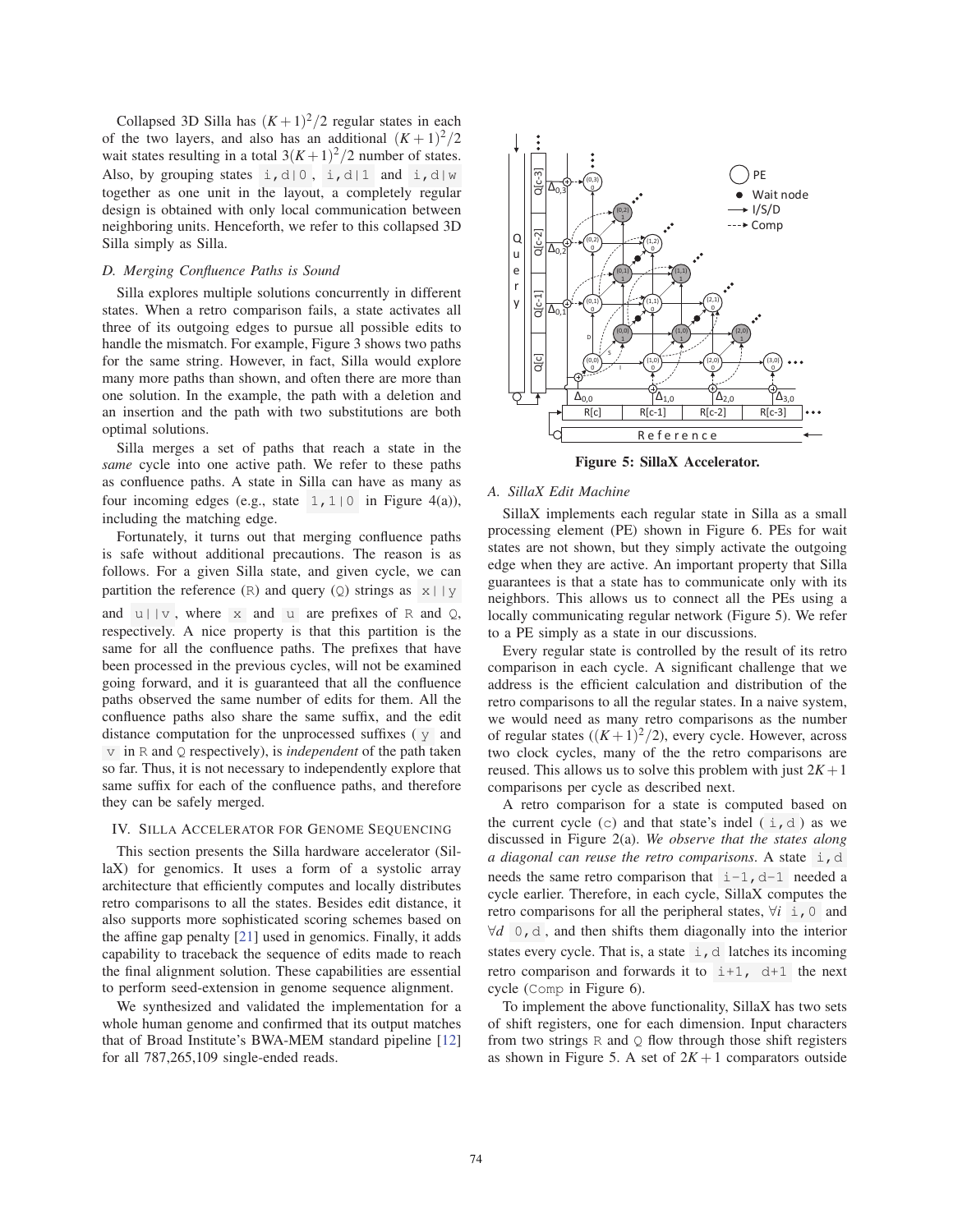Collapsed 3D Silla has $(K+1)^2/2$ regular states in each of the two layers, and also has an additional $(K+1)^2/2$ wait states resulting in a total $3(K+1)^2/2$ number of states. Also, by grouping states `i,d|0`, `i,d|1` and `i,d|w` together as one unit in the layout, a completely regular design is obtained with only local communication between neighboring units. Henceforth, we refer to this collapsed 3D Silla simply as Silla.

### D. Merging Confluence Paths is Sound

Silla explores multiple solutions concurrently in different states. When a retro comparison fails, a state activates all three of its outgoing edges to pursue all possible edits to handle the mismatch. For example, Figure 3 shows two paths for the same string. However, in fact, Silla would explore many more paths than shown, and often there are more than one solution. In the example, the path with a deletion and an insertion and the path with two substitutions are both optimal solutions.

Silla merges a set of paths that reach a state in the *same* cycle into one active path. We refer to these paths as confluence paths. A state in Silla can have as many as four incoming edges (e.g., state `1,1|0` in Figure 4(a)), including the matching edge.

Fortunately, it turns out that merging confluence paths is safe without additional precautions. The reason is as follows. For a given Silla state, and given cycle, we can partition the reference (`R`) and query (`Q`) strings as `x||y` and `u||v`, where `x` and `u` are prefixes of `R` and `Q`, respectively. A nice property is that this partition is the same for all the confluence paths. The prefixes that have been processed in the previous cycles, will not be examined going forward, and it is guaranteed that all the confluence paths observed the same number of edits for them. All the confluence paths also share the same suffix, and the edit distance computation for the unprocessed suffixes (`y` and `v` in `R` and `Q` respectively), is *independent* of the path taken so far. Thus, it is not necessary to independently explore that same suffix for each of the confluence paths, and therefore they can be safely merged.

## IV. Silla Accelerator for Genome Sequencing

This section presents the Silla hardware accelerator (SillaX) for genomics. It uses a form of a systolic array architecture that efficiently computes and locally distributes retro comparisons to all the states. Besides edit distance, it also supports more sophisticated scoring schemes based on the affine gap penalty [21] used in genomics. Finally, it adds capability to traceback the sequence of edits made to reach the final alignment solution. These capabilities are essential to perform seed-extension in genome sequence alignment.

We synthesized and validated the implementation for a whole human genome and confirmed that its output matches that of Broad Institute's BWA-MEM standard pipeline [12] for all 787,265,109 single-ended reads.

PE
Wait node
I/S/D
Comp
Query
Q[c-3]
Q[c-2]
Q[c-1]
Q[c]
$\Delta_{0,3}$
$\Delta_{0,2}$
$\Delta_{0,1}$
$\Delta_{0,0}$
$\Delta_{1,0}$
$\Delta_{2,0}$
$\Delta_{3,0}$
R[c]
R[c-1]
R[c-2]
R[c-3]
Reference

**Figure 5: SillaX Accelerator.**

### A. SillaX Edit Machine

SillaX implements each regular state in Silla as a small processing element (PE) shown in Figure 6. PEs for wait states are not shown, but they simply activate the outgoing edge when they are active. An important property that Silla guarantees is that a state has to communicate only with its neighbors. This allows us to connect all the PEs using a locally communicating regular network (Figure 5). We refer to a PE simply as a state in our discussions.

Every regular state is controlled by the result of its retro comparison in each cycle. A significant challenge that we address is the efficient calculation and distribution of the retro comparisons to all the regular states. In a naive system, we would need as many retro comparisons as the number of regular states ($(K+1)^2/2$), every cycle. However, across two clock cycles, many of the the retro comparisons are reused. This allows us to solve this problem with just $2K+1$ comparisons per cycle as described next.

A retro comparison for a state is computed based on the current cycle (`c`) and that state's indel (`i,d`) as we discussed in Figure 2(a). *We observe that the states along a diagonal can reuse the retro comparisons.* A state `i,d` needs the same retro comparison that `i-1,d-1` needed a cycle earlier. Therefore, in each cycle, SillaX computes the retro comparisons for all the peripheral states, $\forall i$ `i,0` and $\forall d$ `0,d`, and then shifts them diagonally into the interior states every cycle. That is, a state `i,d` latches its incoming retro comparison and forwards it to `i+1, d+1` the next cycle (`Comp` in Figure 6).

To implement the above functionality, SillaX has two sets of shift registers, one for each dimension. Input characters from two strings `R` and `Q` flow through those shift registers as shown in Figure 5. A set of $2K+1$ comparators outside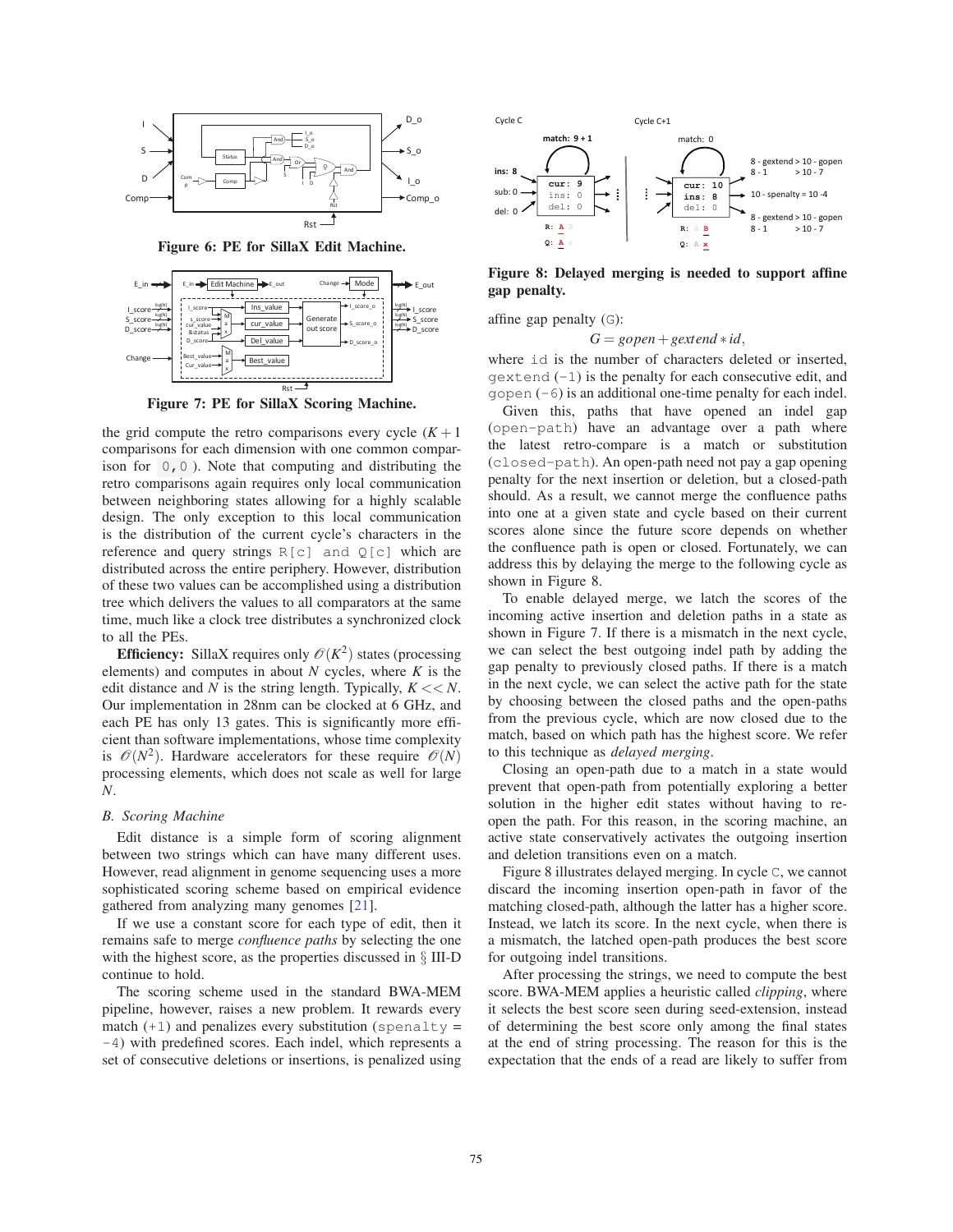Figure 6: PE for SillaX Edit Machine.

Figure 7: PE for SillaX Scoring Machine.

the grid compute the retro comparisons every cycle ($K+1$ comparisons for each dimension with one common comparison for `0,0`). Note that computing and distributing the retro comparisons again requires only local communication between neighboring states allowing for a highly scalable design. The only exception to this local communication is the distribution of the current cycle's characters in the reference and query strings `R[c] and Q[c]` which are distributed across the entire periphery. However, distribution of these two values can be accomplished using a distribution tree which delivers the values to all comparators at the same time, much like a clock tree distributes a synchronized clock to all the PEs.

**Efficiency:** SillaX requires only $\mathcal{O}(K^2)$ states (processing elements) and computes in about $N$ cycles, where $K$ is the edit distance and $N$ is the string length. Typically, $K << N$. Our implementation in 28nm can be clocked at 6 GHz, and each PE has only 13 gates. This is significantly more efficient than software implementations, whose time complexity is $\mathcal{O}(N^2)$. Hardware accelerators for these require $\mathcal{O}(N)$ processing elements, which does not scale as well for large $N$.

### B. Scoring Machine

Edit distance is a simple form of scoring alignment between two strings which can have many different uses. However, read alignment in genome sequencing uses a more sophisticated scoring scheme based on empirical evidence gathered from analyzing many genomes [21].

If we use a constant score for each type of edit, then it remains safe to merge *confluence paths* by selecting the one with the highest score, as the properties discussed in § III-D continue to hold.

The scoring scheme used in the standard BWA-MEM pipeline, however, raises a new problem. It rewards every match (`+1`) and penalizes every substitution (`spenalty = -4`) with predefined scores. Each indel, which represents a set of consecutive deletions or insertions, is penalized using affine gap penalty (`G`):

$$G = gopen + gextend * id,$$

where `id` is the number of characters deleted or inserted, `gextend` (`-1`) is the penalty for each consecutive edit, and `gopen` (`-6`) is an additional one-time penalty for each indel.

Given this, paths that have opened an indel gap (`open-path`) have an advantage over a path where the latest retro-compare is a match or substitution (`closed-path`). An open-path need not pay a gap opening penalty for the next insertion or deletion, but a closed-path should. As a result, we cannot merge the confluence paths into one at a given state and cycle based on their current scores alone since the future score depends on whether the confluence path is open or closed. Fortunately, we can address this by delaying the merge to the following cycle as shown in Figure 8.

Figure 8: Delayed merging is needed to support affine gap penalty.

To enable delayed merge, we latch the scores of the incoming active insertion and deletion paths in a state as shown in Figure 7. If there is a mismatch in the next cycle, we can select the best outgoing indel path by adding the gap penalty to previously closed paths. If there is a match in the next cycle, we can select the active path for the state by choosing between the closed paths and the open-paths from the previous cycle, which are now closed due to the match, based on which path has the highest score. We refer to this technique as *delayed merging*.

Closing an open-path due to a match in a state would prevent that open-path from potentially exploring a better solution in the higher edit states without having to re-open the path. For this reason, in the scoring machine, an active state conservatively activates the outgoing insertion and deletion transitions even on a match.

Figure 8 illustrates delayed merging. In cycle `C`, we cannot discard the incoming insertion open-path in favor of the matching closed-path, although the latter has a higher score. Instead, we latch its score. In the next cycle, when there is a mismatch, the latched open-path produces the best score for outgoing indel transitions.

After processing the strings, we need to compute the best score. BWA-MEM applies a heuristic called *clipping*, where it selects the best score seen during seed-extension, instead of determining the best score only among the final states at the end of string processing. The reason for this is the expectation that the ends of a read are likely to suffer from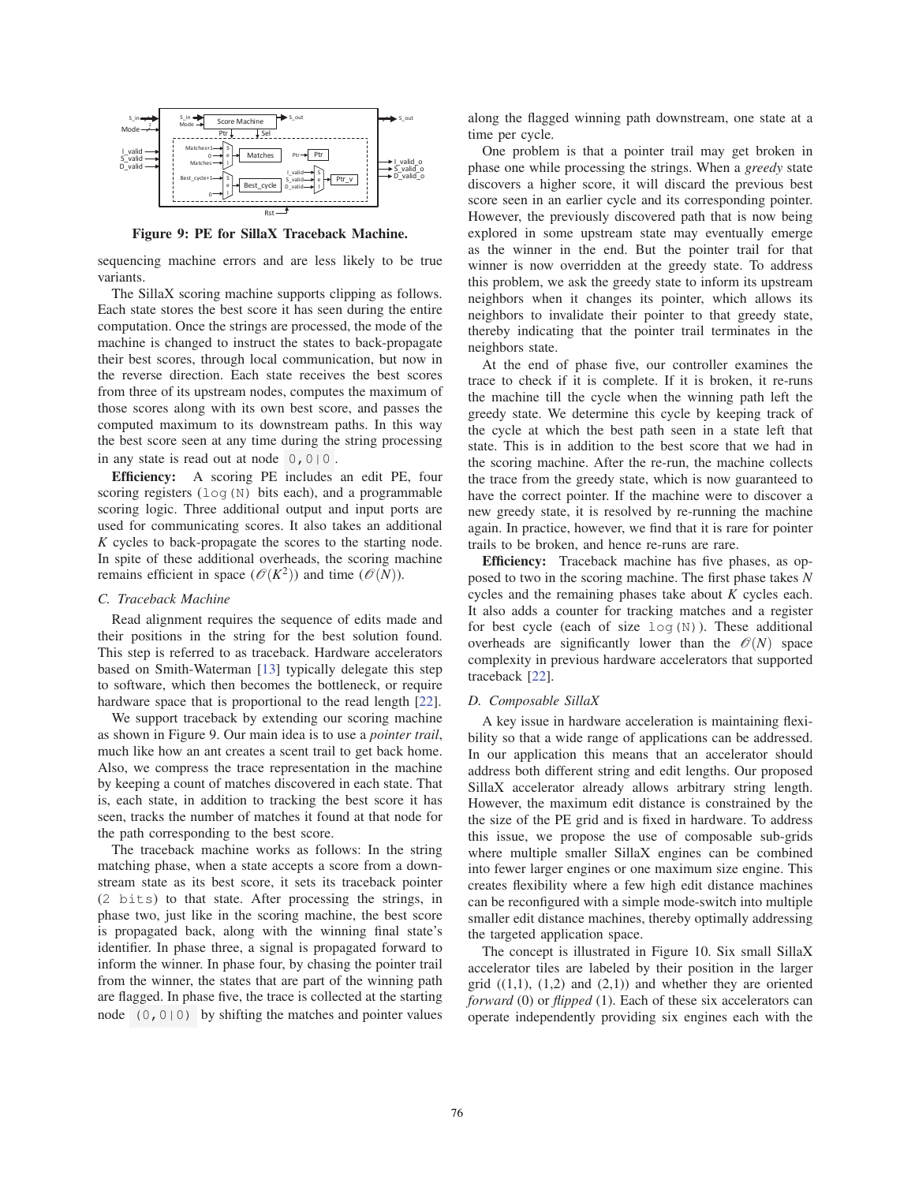Figure 9: PE for SillaX Traceback Machine.

sequencing machine errors and are less likely to be true variants.

The SillaX scoring machine supports clipping as follows. Each state stores the best score it has seen during the entire computation. Once the strings are processed, the mode of the machine is changed to instruct the states to back-propagate their best scores, through local communication, but now in the reverse direction. Each state receives the best scores from three of its upstream nodes, computes the maximum of those scores along with its own best score, and passes the computed maximum to its downstream paths. In this way the best score seen at any time during the string processing in any state is read out at node `0,0|0`.

**Efficiency:** A scoring PE includes an edit PE, four scoring registers (`log(N)` bits each), and a programmable scoring logic. Three additional output and input ports are used for communicating scores. It also takes an additional $K$ cycles to back-propagate the scores to the starting node. In spite of these additional overheads, the scoring machine remains efficient in space ($\mathcal{O}(K^2)$) and time ($\mathcal{O}(N)$).

### C. Traceback Machine

Read alignment requires the sequence of edits made and their positions in the string for the best solution found. This step is referred to as traceback. Hardware accelerators based on Smith-Waterman [13] typically delegate this step to software, which then becomes the bottleneck, or require hardware space that is proportional to the read length [22].

We support traceback by extending our scoring machine as shown in Figure 9. Our main idea is to use a *pointer trail*, much like how an ant creates a scent trail to get back home. Also, we compress the trace representation in the machine by keeping a count of matches discovered in each state. That is, each state, in addition to tracking the best score it has seen, tracks the number of matches it found at that node for the path corresponding to the best score.

The traceback machine works as follows: In the string matching phase, when a state accepts a score from a downstream state as its best score, it sets its traceback pointer (`2 bits`) to that state. After processing the strings, in phase two, just like in the scoring machine, the best score is propagated back, along with the winning final state's identifier. In phase three, a signal is propagated forward to inform the winner. In phase four, by chasing the pointer trail from the winner, the states that are part of the winning path are flagged. In phase five, the trace is collected at the starting node `(0,0|0)` by shifting the matches and pointer values along the flagged winning path downstream, one state at a time per cycle.

One problem is that a pointer trail may get broken in phase one while processing the strings. When a *greedy* state discovers a higher score, it will discard the previous best score seen in an earlier cycle and its corresponding pointer. However, the previously discovered path that is now being explored in some upstream state may eventually emerge as the winner in the end. But the pointer trail for that winner is now overridden at the greedy state. To address this problem, we ask the greedy state to inform its upstream neighbors when it changes its pointer, which allows its neighbors to invalidate their pointer to that greedy state, thereby indicating that the pointer trail terminates in the neighbors state.

At the end of phase five, our controller examines the trace to check if it is complete. If it is broken, it re-runs the machine till the cycle when the winning path left the greedy state. We determine this cycle by keeping track of the cycle at which the best path seen in a state left that state. This is in addition to the best score that we had in the scoring machine. After the re-run, the machine collects the trace from the greedy state, which is now guaranteed to have the correct pointer. If the machine were to discover a new greedy state, it is resolved by re-running the machine again. In practice, however, we find that it is rare for pointer trails to be broken, and hence re-runs are rare.

**Efficiency:** Traceback machine has five phases, as opposed to two in the scoring machine. The first phase takes $N$ cycles and the remaining phases take about $K$ cycles each. It also adds a counter for tracking matches and a register for best cycle (each of size `log(N)`). These additional overheads are significantly lower than the $\mathcal{O}(N)$ space complexity in previous hardware accelerators that supported traceback [22].

### D. Composable SillaX

A key issue in hardware acceleration is maintaining flexibility so that a wide range of applications can be addressed. In our application this means that an accelerator should address both different string and edit lengths. Our proposed SillaX accelerator already allows arbitrary string length. However, the maximum edit distance is constrained by the the size of the PE grid and is fixed in hardware. To address this issue, we propose the use of composable sub-grids where multiple smaller SillaX engines can be combined into fewer larger engines or one maximum size engine. This creates flexibility where a few high edit distance machines can be reconfigured with a simple mode-switch into multiple smaller edit distance machines, thereby optimally addressing the targeted application space.

The concept is illustrated in Figure 10. Six small SillaX accelerator tiles are labeled by their position in the larger grid ((1,1), (1,2) and (2,1)) and whether they are oriented *forward* (0) or *flipped* (1). Each of these six accelerators can operate independently providing six engines each with the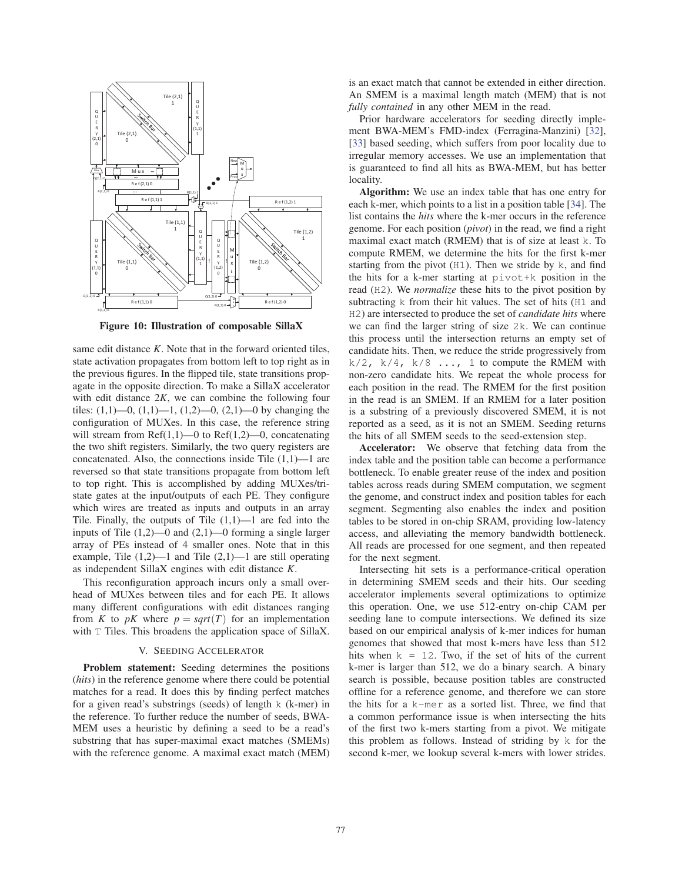Figure 10: Illustration of composable SillaX

same edit distance *K*. Note that in the forward oriented tiles, state activation propagates from bottom left to top right as in the previous figures. In the flipped tile, state transitions propagate in the opposite direction. To make a SillaX accelerator with edit distance 2*K*, we can combine the following four tiles: (1,1)—0, (1,1)—1, (1,2)—0, (2,1)—0 by changing the configuration of MUXes. In this case, the reference string will stream from Ref(1,1)—0 to Ref(1,2)—0, concatenating the two shift registers. Similarly, the two query registers are concatenated. Also, the connections inside Tile (1,1)—1 are reversed so that state transitions propagate from bottom left to top right. This is accomplished by adding MUXes/tri-state gates at the input/outputs of each PE. They configure which wires are treated as inputs and outputs in an array Tile. Finally, the outputs of Tile (1,1)—1 are fed into the inputs of Tile (1,2)—0 and (2,1)—0 forming a single larger array of PEs instead of 4 smaller ones. Note that in this example, Tile (1,2)—1 and Tile (2,1)—1 are still operating as independent SillaX engines with edit distance *K*.

This reconfiguration approach incurs only a small overhead of MUXes between tiles and for each PE. It allows many different configurations with edit distances ranging from *K* to *pK* where $p = sqrt(T)$ for an implementation with T Tiles. This broadens the application space of SillaX.

## V. Seeding Accelerator

**Problem statement:** Seeding determines the positions (*hits*) in the reference genome where there could be potential matches for a read. It does this by finding perfect matches for a given read's substrings (seeds) of length k (k-mer) in the reference. To further reduce the number of seeds, BWA-MEM uses a heuristic by defining a seed to be a read's substring that has super-maximal exact matches (SMEMs) with the reference genome. A maximal exact match (MEM) is an exact match that cannot be extended in either direction. An SMEM is a maximal length match (MEM) that is not *fully contained* in any other MEM in the read.

Prior hardware accelerators for seeding directly implement BWA-MEM's FMD-index (Ferragina-Manzini) [32], [33] based seeding, which suffers from poor locality due to irregular memory accesses. We use an implementation that is guaranteed to find all hits as BWA-MEM, but has better locality.

**Algorithm:** We use an index table that has one entry for each k-mer, which points to a list in a position table [34]. The list contains the *hits* where the k-mer occurs in the reference genome. For each position (*pivot*) in the read, we find a right maximal exact match (RMEM) that is of size at least k. To compute RMEM, we determine the hits for the first k-mer starting from the pivot (H1). Then we stride by k, and find the hits for a k-mer starting at pivot+k position in the read (H2). We *normalize* these hits to the pivot position by subtracting k from their hit values. The set of hits (H1 and H2) are intersected to produce the set of *candidate hits* where we can find the larger string of size 2k. We can continue this process until the intersection returns an empty set of candidate hits. Then, we reduce the stride progressively from k/2, k/4, k/8 ..., 1 to compute the RMEM with non-zero candidate hits. We repeat the whole process for each position in the read. The RMEM for the first position in the read is an SMEM. If an RMEM for a later position is a substring of a previously discovered SMEM, it is not reported as a seed, as it is not an SMEM. Seeding returns the hits of all SMEM seeds to the seed-extension step.

**Accelerator:** We observe that fetching data from the index table and the position table can become a performance bottleneck. To enable greater reuse of the index and position tables across reads during SMEM computation, we segment the genome, and construct index and position tables for each segment. Segmenting also enables the index and position tables to be stored in on-chip SRAM, providing low-latency access, and alleviating the memory bandwidth bottleneck. All reads are processed for one segment, and then repeated for the next segment.

Intersecting hit sets is a performance-critical operation in determining SMEM seeds and their hits. Our seeding accelerator implements several optimizations to optimize this operation. One, we use 512-entry on-chip CAM per seeding lane to compute intersections. We defined its size based on our empirical analysis of k-mer indices for human genomes that showed that most k-mers have less than 512 hits when k = 12. Two, if the set of hits of the current k-mer is larger than 512, we do a binary search. A binary search is possible, because position tables are constructed offline for a reference genome, and therefore we can store the hits for a k-mer as a sorted list. Three, we find that a common performance issue is when intersecting the hits of the first two k-mers starting from a pivot. We mitigate this problem as follows. Instead of striding by k for the second k-mer, we lookup several k-mers with lower strides.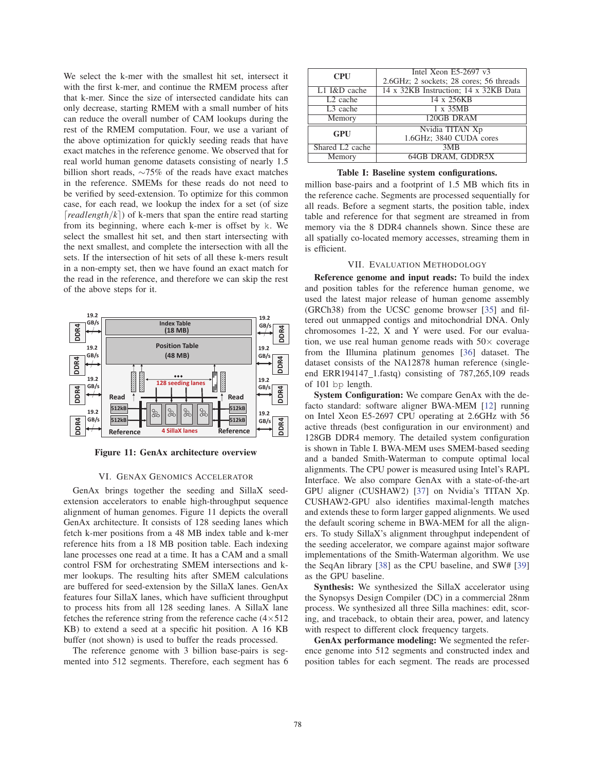We select the k-mer with the smallest hit set, intersect it with the first k-mer, and continue the RMEM process after that k-mer. Since the size of intersected candidate hits can only decrease, starting RMEM with a small number of hits can reduce the overall number of CAM lookups during the rest of the RMEM computation. Four, we use a variant of the above optimization for quickly seeding reads that have exact matches in the reference genome. We observed that for real world human genome datasets consisting of nearly 1.5 billion short reads, ∼75% of the reads have exact matches in the reference. SMEMs for these reads do not need to be verified by seed-extension. To optimize for this common case, for each read, we lookup the index for a set (of size $\lceil readlength/k \rceil$) of k-mers that span the entire read starting from its beginning, where each k-mer is offset by k. We select the smallest hit set, and then start intersecting with the next smallest, and complete the intersection with all the sets. If the intersection of hit sets of all these k-mers result in a non-empty set, then we have found an exact match for the read in the reference, and therefore we can skip the rest of the above steps for it.

**Figure 11: GenAx architecture overview**

## VI. GenAx Genomics Accelerator

GenAx brings together the seeding and SillaX seed-extension accelerators to enable high-throughput sequence alignment of human genomes. Figure 11 depicts the overall GenAx architecture. It consists of 128 seeding lanes which fetch k-mer positions from a 48 MB index table and k-mer reference hits from a 18 MB position table. Each indexing lane processes one read at a time. It has a CAM and a small control FSM for orchestrating SMEM intersections and k-mer lookups. The resulting hits after SMEM calculations are buffered for seed-extension by the SillaX lanes. GenAx features four SillaX lanes, which have sufficient throughput to process hits from all 128 seeding lanes. A SillaX lane fetches the reference string from the reference cache (4×512 KB) to extend a seed at a specific hit position. A 16 KB buffer (not shown) is used to buffer the reads processed.

The reference genome with 3 billion base-pairs is segmented into 512 segments. Therefore, each segment has 6 million base-pairs and a footprint of 1.5 MB which fits in the reference cache. Segments are processed sequentially for all reads. Before a segment starts, the position table, index table and reference for that segment are streamed in from memory via the 8 DDR4 channels shown. Since these are all spatially co-located memory accesses, streaming them in is efficient.

| CPU | Intel Xeon E5-2697 v3<br>2.6GHz; 2 sockets; 28 cores; 56 threads |
|---|---|
| L1 I&D cache | 14 x 32KB Instruction; 14 x 32KB Data |
| L2 cache | 14 x 256KB |
| L3 cache | 1 x 35MB |
| Memory | 120GB DRAM |
| **GPU** | Nvidia TITAN Xp<br>1.6GHz; 3840 CUDA cores |
| Shared L2 cache | 3MB |
| Memory | 64GB DRAM, GDDR5X |

**Table I: Baseline system configurations.**

## VII. Evaluation Methodology

**Reference genome and input reads:** To build the index and position tables for the reference human genome, we used the latest major release of human genome assembly (GRCh38) from the UCSC genome browser [35] and filtered out unmapped contigs and mitochondrial DNA. Only chromosomes 1-22, X and Y were used. For our evaluation, we use real human genome reads with 50× coverage from the Illumina platinum genomes [36] dataset. The dataset consists of the NA12878 human reference (single-end ERR194147_1.fastq) consisting of 787,265,109 reads of 101 bp length.

**System Configuration:** We compare GenAx with the de-facto standard: software aligner BWA-MEM [12] running on Intel Xeon E5-2697 CPU operating at 2.6GHz with 56 active threads (best configuration in our environment) and 128GB DDR4 memory. The detailed system configuration is shown in Table I. BWA-MEM uses SMEM-based seeding and a banded Smith-Waterman to compute optimal local alignments. The CPU power is measured using Intel's RAPL Interface. We also compare GenAx with a state-of-the-art GPU aligner (CUSHAW2) [37] on Nvidia's TITAN Xp. CUSHAW2-GPU also identifies maximal-length matches and extends these to form larger gapped alignments. We used the default scoring scheme in BWA-MEM for all the aligners. To study SillaX's alignment throughput independent of the seeding accelerator, we compare against major software implementations of the Smith-Waterman algorithm. We use the SeqAn library [38] as the CPU baseline, and SW# [39] as the GPU baseline.

**Synthesis:** We synthesized the SillaX accelerator using the Synopsys Design Compiler (DC) in a commercial 28nm process. We synthesized all three Silla machines: edit, scoring, and traceback, to obtain their area, power, and latency with respect to different clock frequency targets.

**GenAx performance modeling:** We segmented the reference genome into 512 segments and constructed index and position tables for each segment. The reads are processed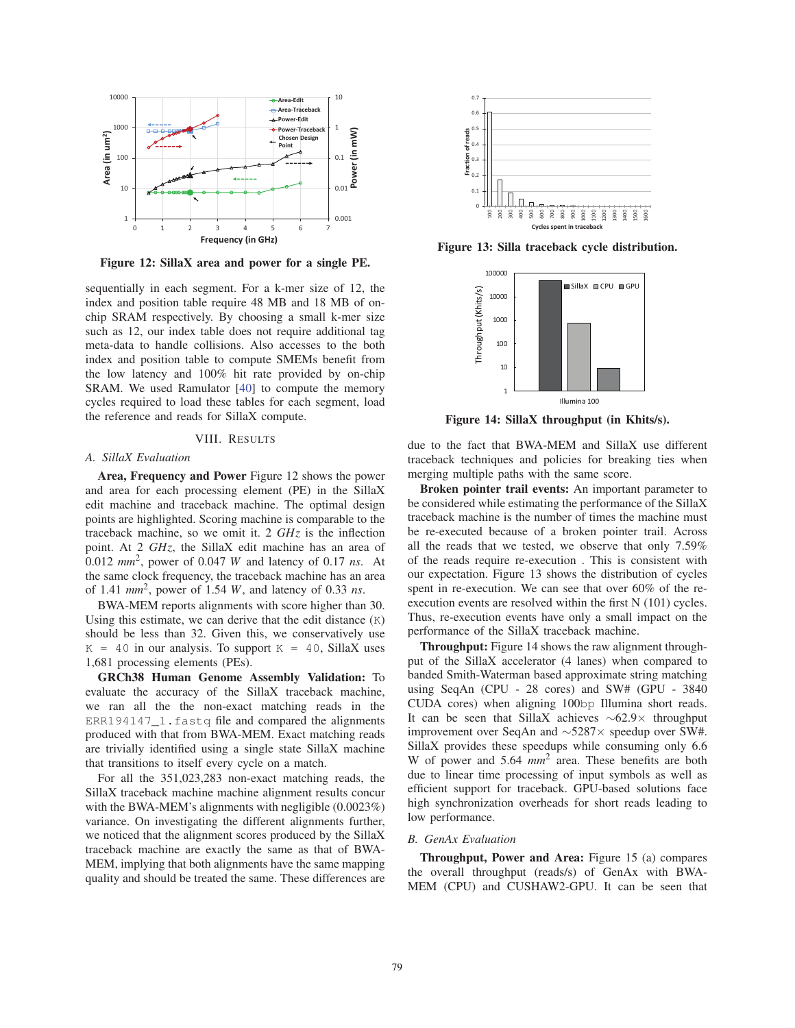Figure 12: SillaX area and power for a single PE.

sequentially in each segment. For a k-mer size of 12, the index and position table require 48 MB and 18 MB of on-chip SRAM respectively. By choosing a small k-mer size such as 12, our index table does not require additional tag meta-data to handle collisions. Also accesses to the both index and position table to compute SMEMs benefit from the low latency and 100% hit rate provided by on-chip SRAM. We used Ramulator [40] to compute the memory cycles required to load these tables for each segment, load the reference and reads for SillaX compute.

## VIII. Results

### A. SillaX Evaluation

**Area, Frequency and Power** Figure 12 shows the power and area for each processing element (PE) in the SillaX edit machine and traceback machine. The optimal design points are highlighted. Scoring machine is comparable to the traceback machine, so we omit it. 2 *GHz* is the inflection point. At 2 *GHz*, the SillaX edit machine has an area of 0.012 $mm^2$, power of 0.047 *W* and latency of 0.17 *ns*. At the same clock frequency, the traceback machine has an area of 1.41 $mm^2$, power of 1.54 *W*, and latency of 0.33 *ns*.

BWA-MEM reports alignments with score higher than 30. Using this estimate, we can derive that the edit distance (`K`) should be less than 32. Given this, we conservatively use `K = 40` in our analysis. To support `K = 40`, SillaX uses 1,681 processing elements (PEs).

**GRCh38 Human Genome Assembly Validation:** To evaluate the accuracy of the SillaX traceback machine, we ran all the the non-exact matching reads in the `ERR194147_1.fastq` file and compared the alignments produced with that from BWA-MEM. Exact matching reads are trivially identified using a single state SillaX machine that transitions to itself every cycle on a match.

For all the 351,023,283 non-exact matching reads, the SillaX traceback machine machine alignment results concur with the BWA-MEM's alignments with negligible (0.0023%) variance. On investigating the different alignments further, we noticed that the alignment scores produced by the SillaX traceback machine are exactly the same as that of BWA-MEM, implying that both alignments have the same mapping quality and should be treated the same. These differences are due to the fact that BWA-MEM and SillaX use different traceback techniques and policies for breaking ties when merging multiple paths with the same score.

Figure 13: Silla traceback cycle distribution.

Figure 14: SillaX throughput (in Khits/s).

**Broken pointer trail events:** An important parameter to be considered while estimating the performance of the SillaX traceback machine is the number of times the machine must be re-executed because of a broken pointer trail. Across all the reads that we tested, we observe that only 7.59% of the reads require re-execution . This is consistent with our expectation. Figure 13 shows the distribution of cycles spent in re-execution. We can see that over 60% of the re-execution events are resolved within the first N (101) cycles. Thus, re-execution events have only a small impact on the performance of the SillaX traceback machine.

**Throughput:** Figure 14 shows the raw alignment throughput of the SillaX accelerator (4 lanes) when compared to banded Smith-Waterman based approximate string matching using SeqAn (CPU - 28 cores) and SW# (GPU - 3840 CUDA cores) when aligning 100`bp` Illumina short reads. It can be seen that SillaX achieves ∼62.9× throughput improvement over SeqAn and ∼5287× speedup over SW#. SillaX provides these speedups while consuming only 6.6 W of power and 5.64 $mm^2$ area. These benefits are both due to linear time processing of input symbols as well as efficient support for traceback. GPU-based solutions face high synchronization overheads for short reads leading to low performance.

### B. GenAx Evaluation

**Throughput, Power and Area:** Figure 15 (a) compares the overall throughput (reads/s) of GenAx with BWA-MEM (CPU) and CUSHAW2-GPU. It can be seen that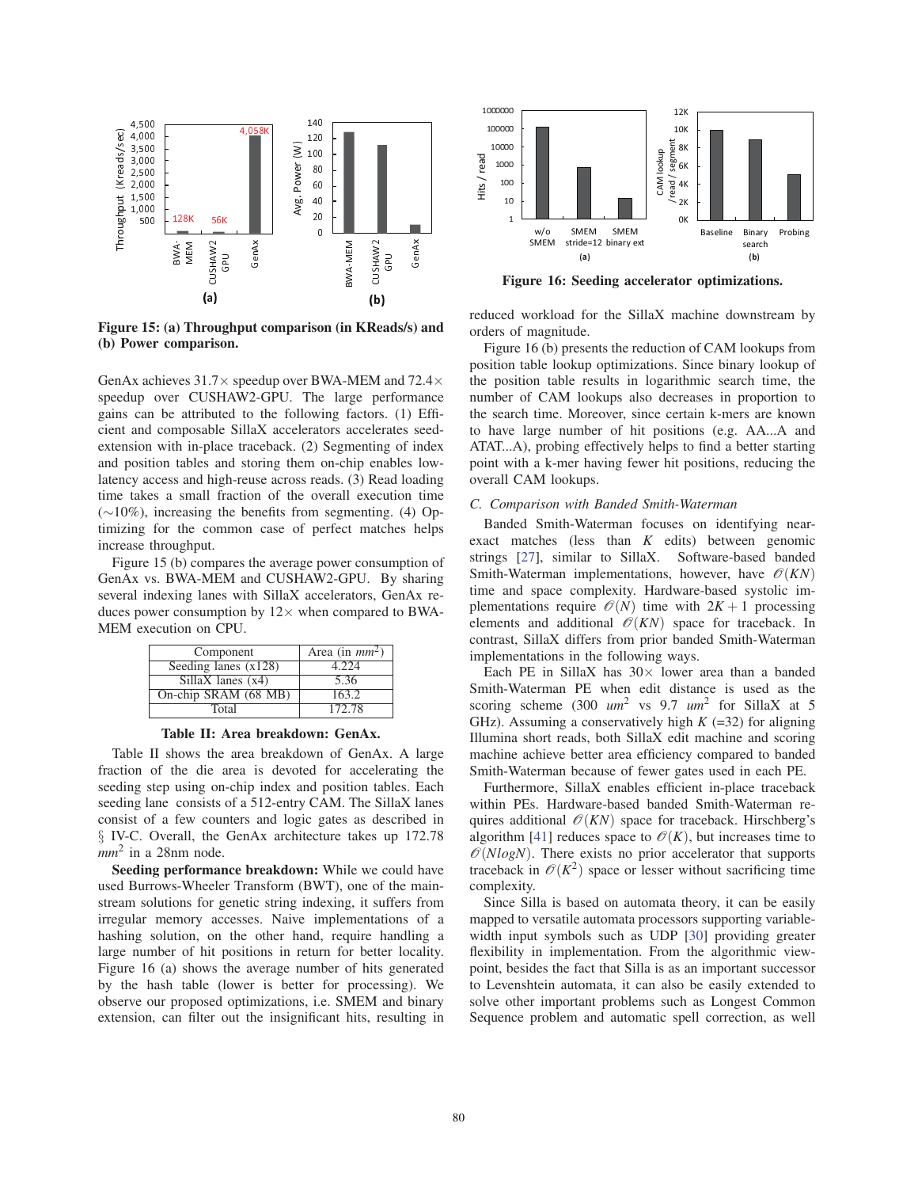**Figure 15: (a) Throughput comparison (in KReads/s) and (b) Power comparison.**

GenAx achieves 31.7× speedup over BWA-MEM and 72.4× speedup over CUSHAW2-GPU. The large performance gains can be attributed to the following factors. (1) Efficient and composable SillaX accelerators accelerates seed-extension with in-place traceback. (2) Segmenting of index and position tables and storing them on-chip enables low-latency access and high-reuse across reads. (3) Read loading time takes a small fraction of the overall execution time (∼10%), increasing the benefits from segmenting. (4) Optimizing for the common case of perfect matches helps increase throughput.

Figure 15 (b) compares the average power consumption of GenAx vs. BWA-MEM and CUSHAW2-GPU. By sharing several indexing lanes with SillaX accelerators, GenAx reduces power consumption by 12× when compared to BWA-MEM execution on CPU.

| Component | Area (in $mm^2$) |
|---|---|
| Seeding lanes (x128) | 4.224 |
| SillaX lanes (x4) | 5.36 |
| On-chip SRAM (68 MB) | 163.2 |
| Total | 172.78 |

**Table II: Area breakdown: GenAx.**

Table II shows the area breakdown of GenAx. A large fraction of the die area is devoted for accelerating the seeding step using on-chip index and position tables. Each seeding lane consists of a 512-entry CAM. The SillaX lanes consist of a few counters and logic gates as described in § IV-C. Overall, the GenAx architecture takes up 172.78 $mm^2$ in a 28nm node.

**Seeding performance breakdown:** While we could have used Burrows-Wheeler Transform (BWT), one of the mainstream solutions for genetic string indexing, it suffers from irregular memory accesses. Naive implementations of a hashing solution, on the other hand, require handling a large number of hit positions in return for better locality. Figure 16 (a) shows the average number of hits generated by the hash table (lower is better for processing). We observe our proposed optimizations, i.e. SMEM and binary extension, can filter out the insignificant hits, resulting in reduced workload for the SillaX machine downstream by orders of magnitude.

**Figure 16: Seeding accelerator optimizations.**

Figure 16 (b) presents the reduction of CAM lookups from position table lookup optimizations. Since binary lookup of the position table results in logarithmic search time, the number of CAM lookups also decreases in proportion to the search time. Moreover, since certain k-mers are known to have large number of hit positions (e.g. AA...A and ATAT...A), probing effectively helps to find a better starting point with a k-mer having fewer hit positions, reducing the overall CAM lookups.

### C. Comparison with Banded Smith-Waterman

Banded Smith-Waterman focuses on identifying near-exact matches (less than $K$ edits) between genomic strings [27], similar to SillaX. Software-based banded Smith-Waterman implementations, however, have $\mathcal{O}(KN)$ time and space complexity. Hardware-based systolic implementations require $\mathcal{O}(N)$ time with $2K+1$ processing elements and additional $\mathcal{O}(KN)$ space for traceback. In contrast, SillaX differs from prior banded Smith-Waterman implementations in the following ways.

Each PE in SillaX has 30× lower area than a banded Smith-Waterman PE when edit distance is used as the scoring scheme (300 $um^2$ vs 9.7 $um^2$ for SillaX at 5 GHz). Assuming a conservatively high $K$ (=32) for aligning Illumina short reads, both SillaX edit machine and scoring machine achieve better area efficiency compared to banded Smith-Waterman because of fewer gates used in each PE.

Furthermore, SillaX enables efficient in-place traceback within PEs. Hardware-based banded Smith-Waterman requires additional $\mathcal{O}(KN)$ space for traceback. Hirschberg's algorithm [41] reduces space to $\mathcal{O}(K)$, but increases time to $\mathcal{O}(NlogN)$. There exists no prior accelerator that supports traceback in $\mathcal{O}(K^2)$ space or lesser without sacrificing time complexity.

Since Silla is based on automata theory, it can be easily mapped to versatile automata processors supporting variable-width input symbols such as UDP [30] providing greater flexibility in implementation. From the algorithmic viewpoint, besides the fact that Silla is as an important successor to Levenshtein automata, it can also be easily extended to solve other important problems such as Longest Common Sequence problem and automatic spell correction, as well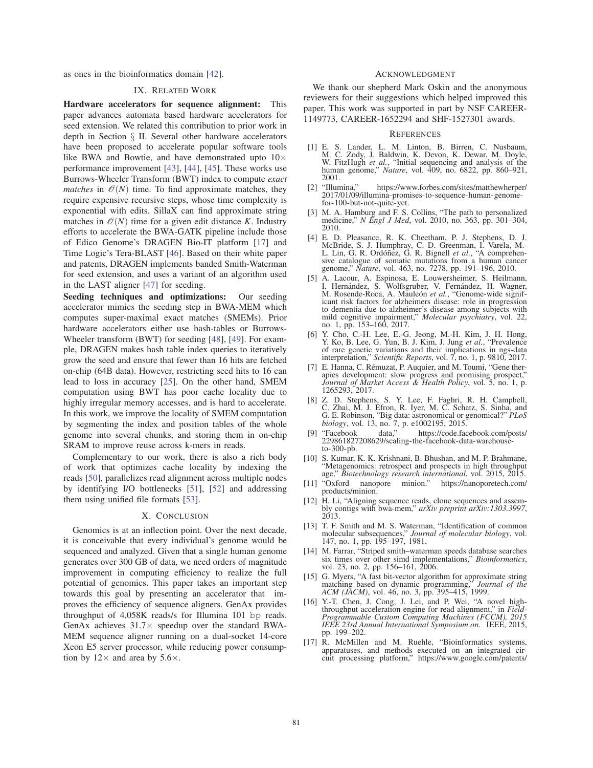as ones in the bioinformatics domain [42].

## IX. Related Work

**Hardware accelerators for sequence alignment:** This paper advances automata based hardware accelerators for seed extension. We related this contribution to prior work in depth in Section § II. Several other hardware accelerators have been proposed to accelerate popular software tools like BWA and Bowtie, and have demonstrated upto 10× performance improvement [43], [44], [45]. These works use Burrows-Wheeler Transform (BWT) index to compute *exact matches* in $\mathcal{O}(N)$ time. To find approximate matches, they require expensive recursive steps, whose time complexity is exponential with edits. SillaX can find approximate string matches in $\mathcal{O}(N)$ time for a given edit distance $K$. Industry efforts to accelerate the BWA-GATK pipeline include those of Edico Genome's DRAGEN Bio-IT platform [17] and Time Logic's Tera-BLAST [46]. Based on their white paper and patents, DRAGEN implements banded Smith-Waterman for seed extension, and uses a variant of an algorithm used in the LAST aligner [47] for seeding.

**Seeding techniques and optimizations:** Our seeding accelerator mimics the seeding step in BWA-MEM which computes super-maximal exact matches (SMEMs). Prior hardware accelerators either use hash-tables or Burrows-Wheeler transform (BWT) for seeding [48], [49]. For example, DRAGEN makes hash table index queries to iteratively grow the seed and ensure that fewer than 16 hits are fetched on-chip (64B data). However, restricting seed hits to 16 can lead to loss in accuracy [25]. On the other hand, SMEM computation using BWT has poor cache locality due to highly irregular memory accesses, and is hard to accelerate. In this work, we improve the locality of SMEM computation by segmenting the index and position tables of the whole genome into several chunks, and storing them in on-chip SRAM to improve reuse across k-mers in reads.

Complementary to our work, there is also a rich body of work that optimizes cache locality by indexing the reads [50], parallelizes read alignment across multiple nodes by identifying I/O bottlenecks [51], [52] and addressing them using unified file formats [53].

## X. Conclusion

Genomics is at an inflection point. Over the next decade, it is conceivable that every individual's genome would be sequenced and analyzed. Given that a single human genome generates over 300 GB of data, we need orders of magnitude improvement in computing efficiency to realize the full potential of genomics. This paper takes an important step towards this goal by presenting an accelerator that improves the efficiency of sequence aligners. GenAx provides throughput of 4,058K reads/s for Illumina 101 bp reads. GenAx achieves 31.7× speedup over the standard BWA-MEM sequence aligner running on a dual-socket 14-core Xeon E5 server processor, while reducing power consumption by 12× and area by 5.6×.

## Acknowledgment

We thank our shepherd Mark Oskin and the anonymous reviewers for their suggestions which helped improved this paper. This work was supported in part by NSF CAREER-1149773, CAREER-1652294 and SHF-1527301 awards.

## References

[1] E. S. Lander, L. M. Linton, B. Birren, C. Nusbaum, M. C. Zody, J. Baldwin, K. Devon, K. Dewar, M. Doyle, W. FitzHugh *et al.*, "Initial sequencing and analysis of the human genome," *Nature*, vol. 409, no. 6822, pp. 860–921, 2001.

[2] "Illumina," https://www.forbes.com/sites/matthewherper/2017/01/09/illumina-promises-to-sequence-human-genome-for-100-but-not-quite-yet.

[3] M. A. Hamburg and F. S. Collins, "The path to personalized medicine," *N Engl J Med*, vol. 2010, no. 363, pp. 301–304, 2010.

[4] E. D. Pleasance, R. K. Cheetham, P. J. Stephens, D. J. McBride, S. J. Humphray, C. D. Greenman, I. Varela, M.-L. Lin, G. R. Ordóñez, G. R. Bignell *et al.*, "A comprehensive catalogue of somatic mutations from a human cancer genome," *Nature*, vol. 463, no. 7278, pp. 191–196, 2010.

[5] A. Lacour, A. Espinosa, E. Louwersheimer, S. Heilmann, I. Hernández, S. Wolfsgruber, V. Fernández, H. Wagner, M. Rosende-Roca, A. Mauleón *et al.*, "Genome-wide significant risk factors for alzheimers disease: role in progression to dementia due to alzheimer's disease among subjects with mild cognitive impairment," *Molecular psychiatry*, vol. 22, no. 1, pp. 153–160, 2017.

[6] Y. Cho, C.-H. Lee, E.-G. Jeong, M.-H. Kim, J. H. Hong, Y. Ko, B. Lee, G. Yun, B. J. Kim, J. Jung *et al.*, "Prevalence of rare genetic variations and their implications in ngs-data interpretation," *Scientific Reports*, vol. 7, no. 1, p. 9810, 2017.

[7] E. Hanna, C. Rémuzat, P. Auquier, and M. Toumi, "Gene therapies development: slow progress and promising prospect," *Journal of Market Access & Health Policy*, vol. 5, no. 1, p. 1265293, 2017.

[8] Z. D. Stephens, S. Y. Lee, F. Faghri, R. H. Campbell, C. Zhai, M. J. Efron, R. Iyer, M. C. Schatz, S. Sinha, and G. E. Robinson, "Big data: astronomical or genomical?" *PLoS biology*, vol. 13, no. 7, p. e1002195, 2015.

[9] "Facebook data," https://code.facebook.com/posts/229861827208629/scaling-the-facebook-data-warehouse-to-300-pb.

[10] S. Kumar, K. K. Krishnani, B. Bhushan, and M. P. Brahmane, "Metagenomics: retrospect and prospects in high throughput age," *Biotechnology research international*, vol. 2015, 2015.

[11] "Oxford nanopore minion." https://nanoporetech.com/products/minion.

[12] H. Li, "Aligning sequence reads, clone sequences and assembly contigs with bwa-mem," *arXiv preprint arXiv:1303.3997*, 2013.

[13] T. F. Smith and M. S. Waterman, "Identification of common molecular subsequences," *Journal of molecular biology*, vol. 147, no. 1, pp. 195–197, 1981.

[14] M. Farrar, "Striped smith–waterman speeds database searches six times over other simd implementations," *Bioinformatics*, vol. 23, no. 2, pp. 156–161, 2006.

[15] G. Myers, "A fast bit-vector algorithm for approximate string matching based on dynamic programming," *Journal of the ACM (JACM)*, vol. 46, no. 3, pp. 395–415, 1999.

[16] Y.-T. Chen, J. Cong, J. Lei, and P. Wei, "A novel high-throughput acceleration engine for read alignment," in *Field-Programmable Custom Computing Machines (FCCM), 2015 IEEE 23rd Annual International Symposium on*. IEEE, 2015, pp. 199–202.

[17] R. McMillen and M. Ruehle, "Bioinformatics systems, apparatuses, and methods executed on an integrated circuit processing platform," https://www.google.com/patents/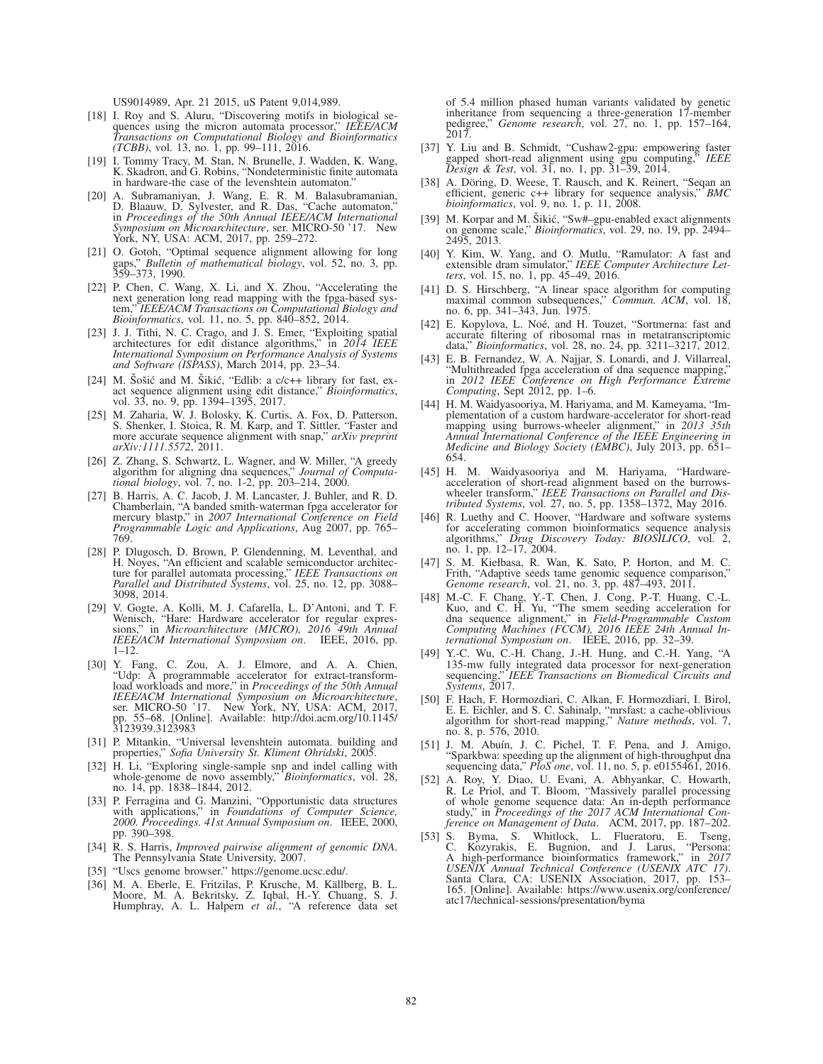US9014989, Apr. 21 2015, uS Patent 9,014,989.

[18] I. Roy and S. Aluru, "Discovering motifs in biological sequences using the micron automata processor," *IEEE/ACM Transactions on Computational Biology and Bioinformatics (TCBB)*, vol. 13, no. 1, pp. 99–111, 2016.

[19] I. Tommy Tracy, M. Stan, N. Brunelle, J. Wadden, K. Wang, K. Skadron, and G. Robins, "Nondeterministic finite automata in hardware-the case of the levenshtein automaton."

[20] A. Subramaniyan, J. Wang, E. R. M. Balasubramanian, D. Blaauw, D. Sylvester, and R. Das, "Cache automaton," in *Proceedings of the 50th Annual IEEE/ACM International Symposium on Microarchitecture*, ser. MICRO-50 '17. New York, NY, USA: ACM, 2017, pp. 259–272.

[21] O. Gotoh, "Optimal sequence alignment allowing for long gaps," *Bulletin of mathematical biology*, vol. 52, no. 3, pp. 359–373, 1990.

[22] P. Chen, C. Wang, X. Li, and X. Zhou, "Accelerating the next generation long read mapping with the fpga-based system," *IEEE/ACM Transactions on Computational Biology and Bioinformatics*, vol. 11, no. 5, pp. 840–852, 2014.

[23] J. J. Tithi, N. C. Crago, and J. S. Emer, "Exploiting spatial architectures for edit distance algorithms," in *2014 IEEE International Symposium on Performance Analysis of Systems and Software (ISPASS)*, March 2014, pp. 23–34.

[24] M. Šošić and M. Šikić, "Edlib: a c/c++ library for fast, exact sequence alignment using edit distance," *Bioinformatics*, vol. 33, no. 9, pp. 1394–1395, 2017.

[25] M. Zaharia, W. J. Bolosky, K. Curtis, A. Fox, D. Patterson, S. Shenker, I. Stoica, R. M. Karp, and T. Sittler, "Faster and more accurate sequence alignment with snap," *arXiv preprint arXiv:1111.5572*, 2011.

[26] Z. Zhang, S. Schwartz, L. Wagner, and W. Miller, "A greedy algorithm for aligning dna sequences," *Journal of Computational biology*, vol. 7, no. 1-2, pp. 203–214, 2000.

[27] B. Harris, A. C. Jacob, J. M. Lancaster, J. Buhler, and R. D. Chamberlain, "A banded smith-waterman fpga accelerator for mercury blastp," in *2007 International Conference on Field Programmable Logic and Applications*, Aug 2007, pp. 765–769.

[28] P. Dlugosch, D. Brown, P. Glendenning, M. Leventhal, and H. Noyes, "An efficient and scalable semiconductor architecture for parallel automata processing," *IEEE Transactions on Parallel and Distributed Systems*, vol. 25, no. 12, pp. 3088–3098, 2014.

[29] V. Gogte, A. Kolli, M. J. Cafarella, L. D'Antoni, and T. F. Wenisch, "Hare: Hardware accelerator for regular expressions," in *Microarchitecture (MICRO), 2016 49th Annual IEEE/ACM International Symposium on*. IEEE, 2016, pp. 1–12.

[30] Y. Fang, C. Zou, A. J. Elmore, and A. A. Chien, "Udp: A programmable accelerator for extract-transform-load workloads and more," in *Proceedings of the 50th Annual IEEE/ACM International Symposium on Microarchitecture*, ser. MICRO-50 '17. New York, NY, USA: ACM, 2017, pp. 55–68. [Online]. Available: http://doi.acm.org/10.1145/3123939.3123983

[31] P. Mitankin, "Universal levenshtein automata. building and properties," *Sofia University St. Kliment Ohridski*, 2005.

[32] H. Li, "Exploring single-sample snp and indel calling with whole-genome de novo assembly," *Bioinformatics*, vol. 28, no. 14, pp. 1838–1844, 2012.

[33] P. Ferragina and G. Manzini, "Opportunistic data structures with applications," in *Foundations of Computer Science, 2000. Proceedings. 41st Annual Symposium on*. IEEE, 2000, pp. 390–398.

[34] R. S. Harris, *Improved pairwise alignment of genomic DNA*. The Pennsylvania State University, 2007.

[35] "Uscs genome browser." https://genome.ucsc.edu/.

[36] M. A. Eberle, E. Fritzilas, P. Krusche, M. Källberg, B. L. Moore, M. A. Bekritsky, Z. Iqbal, H.-Y. Chuang, S. J. Humphray, A. L. Halpern *et al.*, "A reference data set of 5.4 million phased human variants validated by genetic inheritance from sequencing a three-generation 17-member pedigree," *Genome research*, vol. 27, no. 1, pp. 157–164, 2017.

[37] Y. Liu and B. Schmidt, "Cushaw2-gpu: empowering faster gapped short-read alignment using gpu computing," *IEEE Design & Test*, vol. 31, no. 1, pp. 31–39, 2014.

[38] A. Döring, D. Weese, T. Rausch, and K. Reinert, "Seqan an efficient, generic c++ library for sequence analysis," *BMC bioinformatics*, vol. 9, no. 1, p. 11, 2008.

[39] M. Korpar and M. Šikić, "Sw#–gpu-enabled exact alignments on genome scale," *Bioinformatics*, vol. 29, no. 19, pp. 2494–2495, 2013.

[40] Y. Kim, W. Yang, and O. Mutlu, "Ramulator: A fast and extensible dram simulator," *IEEE Computer Architecture Letters*, vol. 15, no. 1, pp. 45–49, 2016.

[41] D. S. Hirschberg, "A linear space algorithm for computing maximal common subsequences," *Commun. ACM*, vol. 18, no. 6, pp. 341–343, Jun. 1975.

[42] E. Kopylova, L. Noé, and H. Touzet, "Sortmerna: fast and accurate filtering of ribosomal rnas in metatranscriptomic data," *Bioinformatics*, vol. 28, no. 24, pp. 3211–3217, 2012.

[43] E. B. Fernandez, W. A. Najjar, S. Lonardi, and J. Villarreal, "Multithreaded fpga acceleration of dna sequence mapping," in *2012 IEEE Conference on High Performance Extreme Computing*, Sept 2012, pp. 1–6.

[44] H. M. Waidyasooriya, M. Hariyama, and M. Kameyama, "Implementation of a custom hardware-accelerator for short-read mapping using burrows-wheeler alignment," in *2013 35th Annual International Conference of the IEEE Engineering in Medicine and Biology Society (EMBC)*, July 2013, pp. 651–654.

[45] H. M. Waidyasooriya and M. Hariyama, "Hardware-acceleration of short-read alignment based on the burrows-wheeler transform," *IEEE Transactions on Parallel and Distributed Systems*, vol. 27, no. 5, pp. 1358–1372, May 2016.

[46] R. Luethy and C. Hoover, "Hardware and software systems for accelerating common bioinformatics sequence analysis algorithms," *Drug Discovery Today: BIOSILICO*, vol. 2, no. 1, pp. 12–17, 2004.

[47] S. M. Kiełbasa, R. Wan, K. Sato, P. Horton, and M. C. Frith, "Adaptive seeds tame genomic sequence comparison," *Genome research*, vol. 21, no. 3, pp. 487–493, 2011.

[48] M.-C. F. Chang, Y.-T. Chen, J. Cong, P.-T. Huang, C.-L. Kuo, and C. H. Yu, "The smem seeding acceleration for dna sequence alignment," in *Field-Programmable Custom Computing Machines (FCCM), 2016 IEEE 24th Annual International Symposium on*. IEEE, 2016, pp. 32–39.

[49] Y.-C. Wu, C.-H. Chang, J.-H. Hung, and C.-H. Yang, "A 135-mw fully integrated data processor for next-generation sequencing," *IEEE Transactions on Biomedical Circuits and Systems*, 2017.

[50] F. Hach, F. Hormozdiari, C. Alkan, F. Hormozdiari, I. Birol, E. E. Eichler, and S. C. Sahinalp, "mrsfast: a cache-oblivious algorithm for short-read mapping," *Nature methods*, vol. 7, no. 8, p. 576, 2010.

[51] J. M. Abuín, J. C. Pichel, T. F. Pena, and J. Amigo, "Sparkbwa: speeding up the alignment of high-throughput dna sequencing data," *PloS one*, vol. 11, no. 5, p. e0155461, 2016.

[52] A. Roy, Y. Diao, U. Evani, A. Abhyankar, C. Howarth, R. Le Priol, and T. Bloom, "Massively parallel processing of whole genome sequence data: An in-depth performance study," in *Proceedings of the 2017 ACM International Conference on Management of Data*. ACM, 2017, pp. 187–202.

[53] S. Byma, S. Whitlock, L. Flueratoru, E. Tseng, C. Kozyrakis, E. Bugnion, and J. Larus, "Persona: A high-performance bioinformatics framework," in *2017 USENIX Annual Technical Conference (USENIX ATC 17)*. Santa Clara, CA: USENIX Association, 2017, pp. 153–165. [Online]. Available: https://www.usenix.org/conference/atc17/technical-sessions/presentation/byma